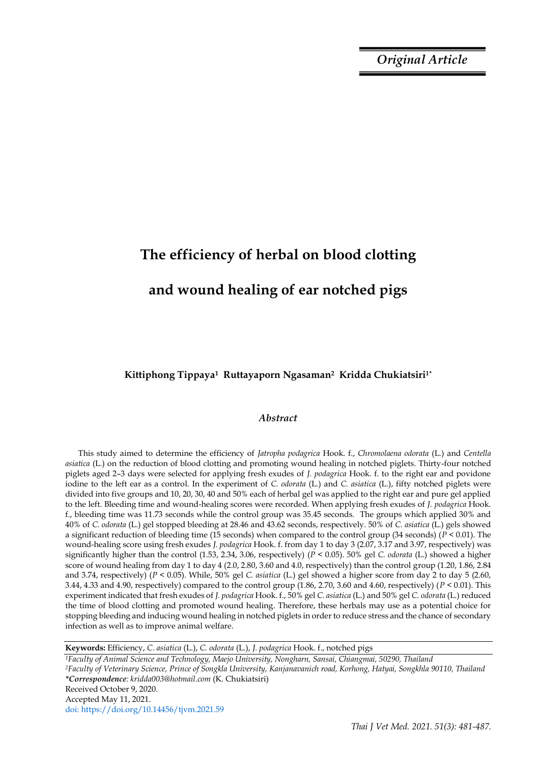*Original Article*

# The efficiency of herbal on blood clotting and wound healing of ear notched pigs

**Kittiphong Tippaya[1] Ruttayaporn Ngasaman[2] Kridda Chukiatsiri[1*]**

## *Abstract*

This study aimed to determine the efficiency of *Jatropha podagrica* Hook. f., *Chromolaena odorata* (L.) and *Centella asiatica* (L.) on the reduction of blood clotting and promoting wound healing in notched piglets. Thirty-four notched piglets aged 2–3 days were selected for applying fresh exudes of *J. podagrica* Hook. f. to the right ear and povidone iodine to the left ear as a control. In the experiment of *C. odorata* (L.) and *C. asiatica* (L.), fifty notched piglets were divided into five groups and 10, 20, 30, 40 and 50% each of herbal gel was applied to the right ear and pure gel applied to the left. Bleeding time and wound-healing scores were recorded. When applying fresh exudes of *J. podagrica* Hook. f., bleeding time was 11.73 seconds while the control group was 35.45 seconds. The groups which applied 30% and 40% of *C. odorata* (L.) gel stopped bleeding at 28.46 and 43.62 seconds, respectively. 50% of *C. asiatica* (L.) gels showed a significant reduction of bleeding time (15 seconds) when compared to the control group (34 seconds) ($P < 0.01$). The wound-healing score using fresh exudes *J. podagrica* Hook. f. from day 1 to day 3 (2.07, 3.17 and 3.97, respectively) was significantly higher than the control (1.53, 2.34, 3.06, respectively) ($P < 0.05$). 50% gel *C. odorata* (L.) showed a higher score of wound healing from day 1 to day 4 (2.0, 2.80, 3.60 and 4.0, respectively) than the control group (1.20, 1.86, 2.84 and 3.74, respectively) ($P < 0.05$). While, 50% gel *C. asiatica* (L.) gel showed a higher score from day 2 to day 5 (2.60, 3.44, 4.33 and 4.90, respectively) compared to the control group (1.86, 2.70, 3.60 and 4.60, respectively) ($P < 0.01$). This experiment indicated that fresh exudes of *J. podagrica* Hook. f., 50% gel *C. asiatica* (L.) and 50% gel *C. odorata* (L.) reduced the time of blood clotting and promoted wound healing. Therefore, these herbals may use as a potential choice for stopping bleeding and inducing wound healing in notched piglets in order to reduce stress and the chance of secondary infection as well as to improve animal welfare.

**Keywords:** Efficiency, *C. asiatica* (L.), *C. odorata* (L.), *J. podagrica* Hook. f., notched pigs

[1]*Faculty of Animal Science and Technology, Maejo University, Nongharn, Sansai, Chiangmai, 50290, Thailand*
[2]*Faculty of Veterinary Science, Prince of Songkla University, Kanjanavanich road, Korhong, Hatyai, Songkhla 90110, Thailand*
***Correspondence**: kridda003@hotmail.com* (K. Chukiatsiri)
Received October 9, 2020.
Accepted May 11, 2021.
doi: https://doi.org/10.14456/tjvm.2021.59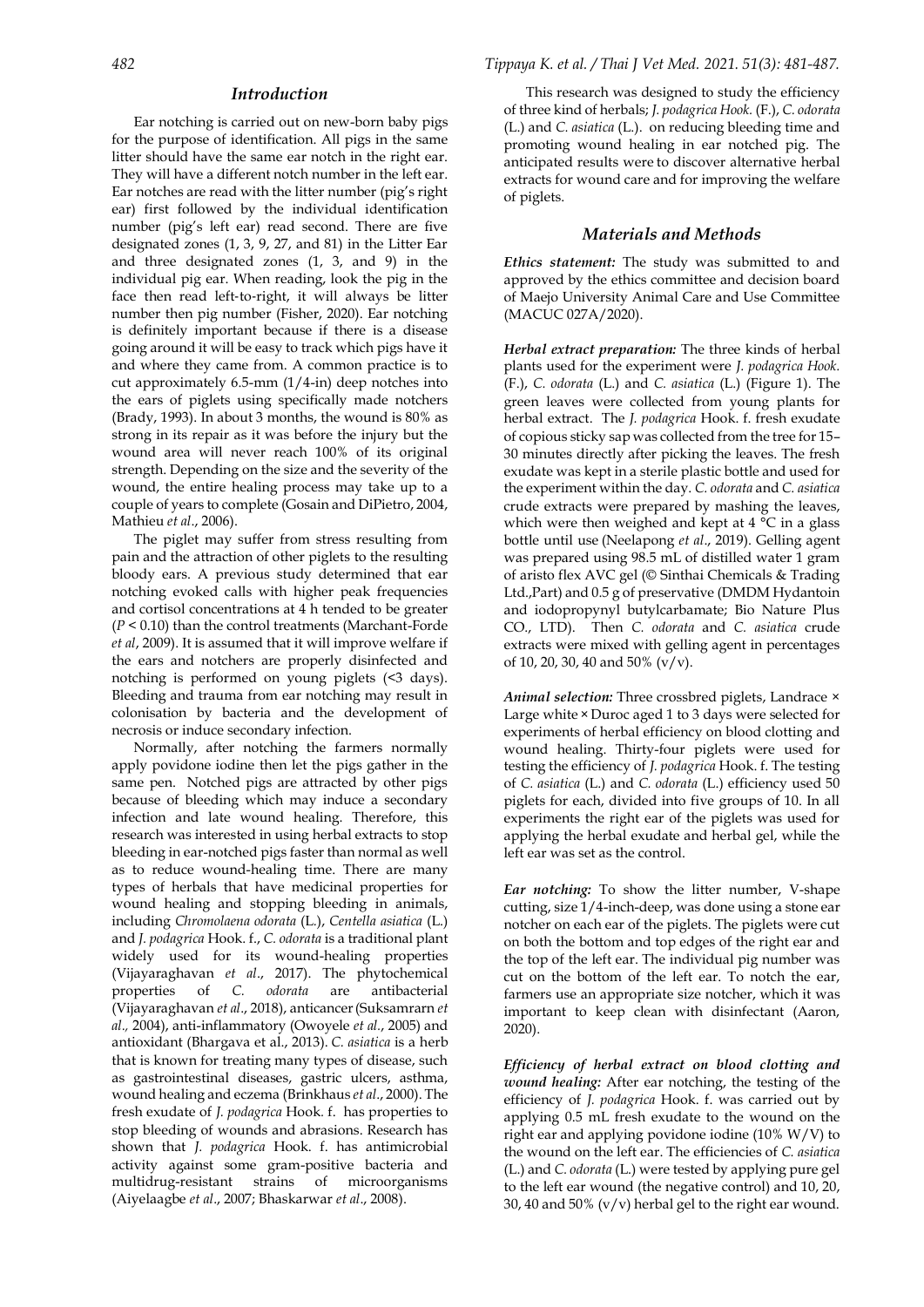## *Introduction*

Ear notching is carried out on new-born baby pigs for the purpose of identification. All pigs in the same litter should have the same ear notch in the right ear. They will have a different notch number in the left ear. Ear notches are read with the litter number (pig's right ear) first followed by the individual identification number (pig's left ear) read second. There are five designated zones (1, 3, 9, 27, and 81) in the Litter Ear and three designated zones (1, 3, and 9) in the individual pig ear. When reading, look the pig in the face then read left-to-right, it will always be litter number then pig number (Fisher, 2020). Ear notching is definitely important because if there is a disease going around it will be easy to track which pigs have it and where they came from. A common practice is to cut approximately 6.5-mm (1/4-in) deep notches into the ears of piglets using specifically made notchers (Brady, 1993). In about 3 months, the wound is 80% as strong in its repair as it was before the injury but the wound area will never reach 100% of its original strength. Depending on the size and the severity of the wound, the entire healing process may take up to a couple of years to complete (Gosain and DiPietro, 2004, Mathieu *et al*., 2006).

The piglet may suffer from stress resulting from pain and the attraction of other piglets to the resulting bloody ears. A previous study determined that ear notching evoked calls with higher peak frequencies and cortisol concentrations at 4 h tended to be greater ($P < 0.10$) than the control treatments (Marchant-Forde *et al*, 2009). It is assumed that it will improve welfare if the ears and notchers are properly disinfected and notching is performed on young piglets (<3 days). Bleeding and trauma from ear notching may result in colonisation by bacteria and the development of necrosis or induce secondary infection.

Normally, after notching the farmers normally apply povidone iodine then let the pigs gather in the same pen. Notched pigs are attracted by other pigs because of bleeding which may induce a secondary infection and late wound healing. Therefore, this research was interested in using herbal extracts to stop bleeding in ear-notched pigs faster than normal as well as to reduce wound-healing time. There are many types of herbals that have medicinal properties for wound healing and stopping bleeding in animals, including *Chromolaena odorata* (L.), *Centella asiatica* (L.) and *J. podagrica* Hook. f., *C. odorata* is a traditional plant widely used for its wound-healing properties (Vijayaraghavan *et al*., 2017). The phytochemical properties of *C. odorata* are antibacterial (Vijayaraghavan *et al*., 2018), anticancer (Suksamrarn *et al.,* 2004), anti-inflammatory (Owoyele *et al*., 2005) and antioxidant (Bhargava et al., 2013). *C. asiatica* is a herb that is known for treating many types of disease, such as gastrointestinal diseases, gastric ulcers, asthma, wound healing and eczema (Brinkhaus *et al*., 2000). The fresh exudate of *J. podagrica* Hook. f. has properties to stop bleeding of wounds and abrasions. Research has shown that *J. podagrica* Hook. f. has antimicrobial activity against some gram-positive bacteria and multidrug-resistant strains of microorganisms (Aiyelaagbe *et al*., 2007; Bhaskarwar *et al*., 2008).

This research was designed to study the efficiency of three kind of herbals; *J. podagrica Hook.* (F.), *C. odorata* (L.) and *C. asiatica* (L.). on reducing bleeding time and promoting wound healing in ear notched pig. The anticipated results were to discover alternative herbal extracts for wound care and for improving the welfare of piglets.

## *Materials and Methods*

***Ethics statement:*** The study was submitted to and approved by the ethics committee and decision board of Maejo University Animal Care and Use Committee (MACUC 027A/2020).

***Herbal extract preparation:*** The three kinds of herbal plants used for the experiment were *J. podagrica Hook.* (F.), *C. odorata* (L.) and *C. asiatica* (L.) (Figure 1). The green leaves were collected from young plants for herbal extract. The *J. podagrica* Hook. f. fresh exudate of copious sticky sap was collected from the tree for 15–30 minutes directly after picking the leaves. The fresh exudate was kept in a sterile plastic bottle and used for the experiment within the day. *C. odorata* and *C. asiatica* crude extracts were prepared by mashing the leaves, which were then weighed and kept at 4 °C in a glass bottle until use (Neelapong *et al*., 2019). Gelling agent was prepared using 98.5 mL of distilled water 1 gram of aristo flex AVC gel (© Sinthai Chemicals & Trading Ltd.,Part) and 0.5 g of preservative (DMDM Hydantoin and iodopropynyl butylcarbamate; Bio Nature Plus CO., LTD). Then *C. odorata* and *C. asiatica* crude extracts were mixed with gelling agent in percentages of 10, 20, 30, 40 and 50% (v/v).

***Animal selection:*** Three crossbred piglets, Landrace × Large white × Duroc aged 1 to 3 days were selected for experiments of herbal efficiency on blood clotting and wound healing. Thirty-four piglets were used for testing the efficiency of *J. podagrica* Hook. f. The testing of *C. asiatica* (L.) and *C. odorata* (L.) efficiency used 50 piglets for each, divided into five groups of 10. In all experiments the right ear of the piglets was used for applying the herbal exudate and herbal gel, while the left ear was set as the control.

***Ear notching:*** To show the litter number, V-shape cutting, size 1/4-inch-deep, was done using a stone ear notcher on each ear of the piglets. The piglets were cut on both the bottom and top edges of the right ear and the top of the left ear. The individual pig number was cut on the bottom of the left ear. To notch the ear, farmers use an appropriate size notcher, which it was important to keep clean with disinfectant (Aaron, 2020).

***Efficiency of herbal extract on blood clotting and wound healing:*** After ear notching, the testing of the efficiency of *J. podagrica* Hook. f. was carried out by applying 0.5 mL fresh exudate to the wound on the right ear and applying povidone iodine (10% W/V) to the wound on the left ear. The efficiencies of *C. asiatica* (L.) and *C. odorata* (L.) were tested by applying pure gel to the left ear wound (the negative control) and 10, 20, 30, 40 and 50% (v/v) herbal gel to the right ear wound.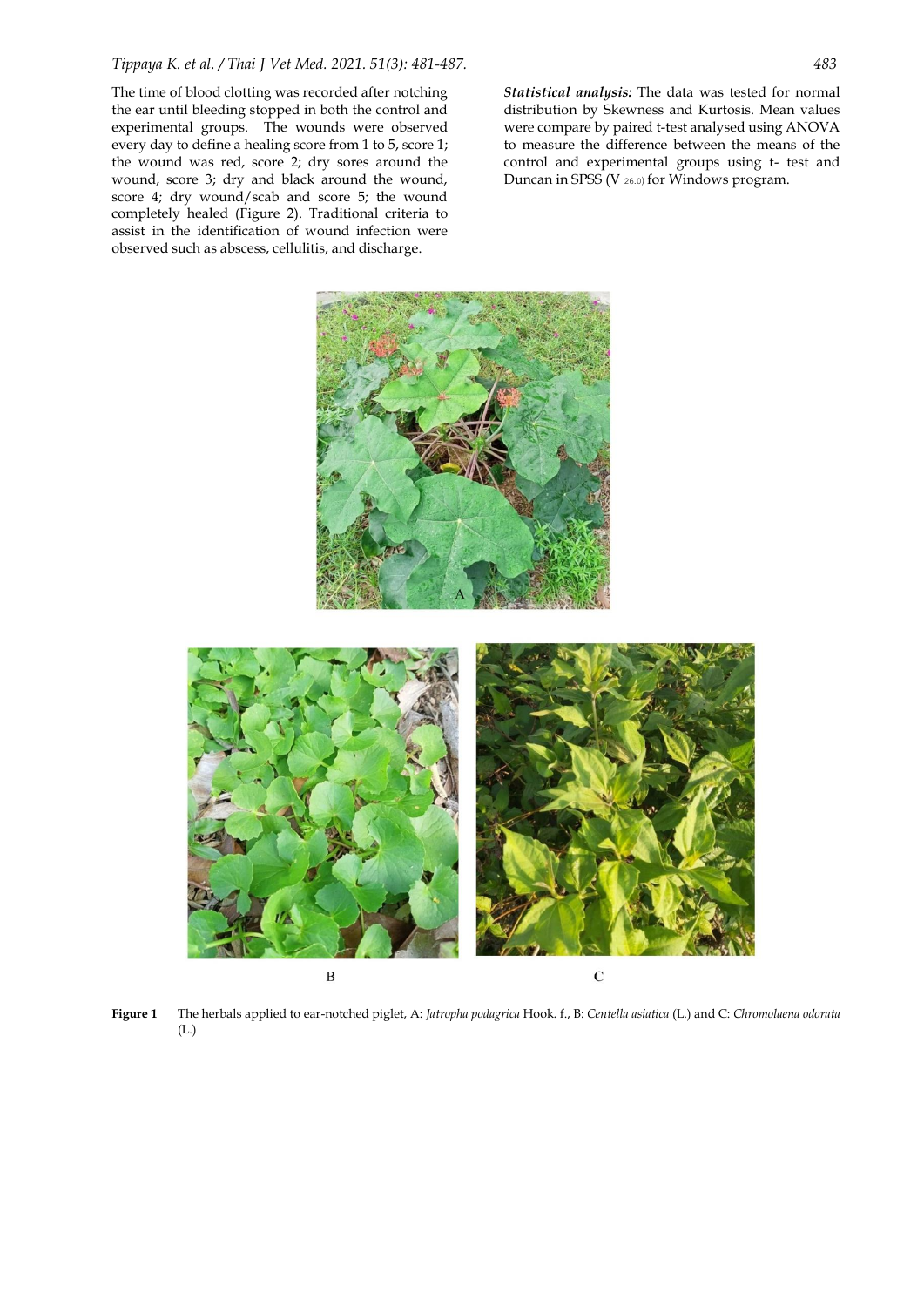The time of blood clotting was recorded after notching the ear until bleeding stopped in both the control and experimental groups. The wounds were observed every day to define a healing score from 1 to 5, score 1; the wound was red, score 2; dry sores around the wound, score 3; dry and black around the wound, score 4; dry wound/scab and score 5; the wound completely healed (Figure 2). Traditional criteria to assist in the identification of wound infection were observed such as abscess, cellulitis, and discharge.

***Statistical analysis:*** The data was tested for normal distribution by Skewness and Kurtosis. Mean values were compare by paired t-test analysed using ANOVA to measure the difference between the means of the control and experimental groups using t- test and Duncan in SPSS (V $_{26.0}$) for Windows program.

A

B

C

**Figure 1** The herbals applied to ear-notched piglet, A: *Jatropha podagrica* Hook. f., B: *Centella asiatica* (L.) and C: *Chromolaena odorata* (L.)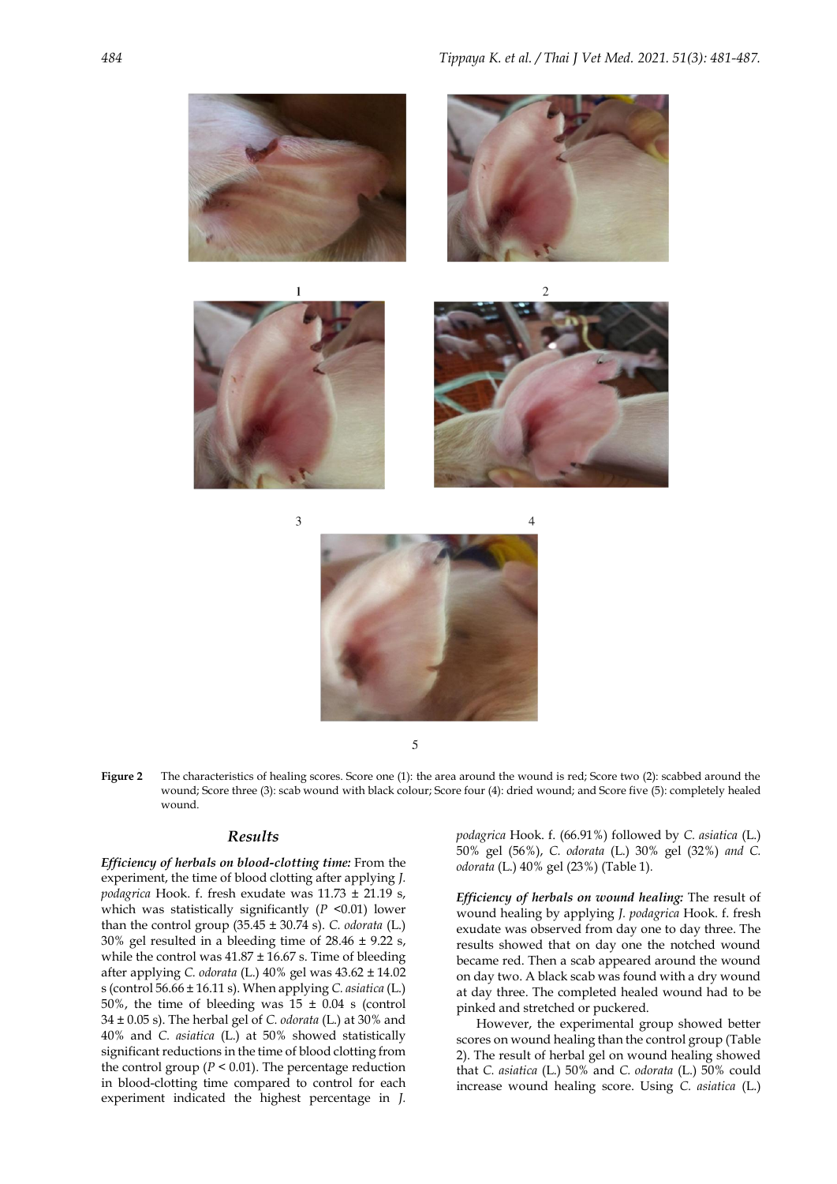**Figure 2** The characteristics of healing scores. Score one (1): the area around the wound is red; Score two (2): scabbed around the wound; Score three (3): scab wound with black colour; Score four (4): dried wound; and Score five (5): completely healed wound.

## Results

***Efficiency of herbals on blood-clotting time:*** From the experiment, the time of blood clotting after applying *J. podagrica* Hook. f. fresh exudate was 11.73 ± 21.19 s, which was statistically significantly ($P$ <0.01) lower than the control group (35.45 ± 30.74 s). *C. odorata* (L.) 30% gel resulted in a bleeding time of 28.46 ± 9.22 s, while the control was 41.87 ± 16.67 s. Time of bleeding after applying *C. odorata* (L.) 40% gel was 43.62 ± 14.02 s (control 56.66 ± 16.11 s). When applying *C. asiatica* (L.) 50%, the time of bleeding was 15 ± 0.04 s (control 34 ± 0.05 s). The herbal gel of *C. odorata* (L.) at 30% and 40% and *C. asiatica* (L.) at 50% showed statistically significant reductions in the time of blood clotting from the control group ($P$ < 0.01). The percentage reduction in blood-clotting time compared to control for each experiment indicated the highest percentage in *J. podagrica* Hook. f. (66.91%) followed by *C. asiatica* (L.) 50% gel (56%), *C. odorata* (L.) 30% gel (32%) *and C. odorata* (L.) 40% gel (23%) (Table 1).

***Efficiency of herbals on wound healing:*** The result of wound healing by applying *J. podagrica* Hook. f. fresh exudate was observed from day one to day three. The results showed that on day one the notched wound became red. Then a scab appeared around the wound on day two. A black scab was found with a dry wound at day three. The completed healed wound had to be pinked and stretched or puckered.

However, the experimental group showed better scores on wound healing than the control group (Table 2). The result of herbal gel on wound healing showed that *C. asiatica* (L.) 50% and *C. odorata* (L.) 50% could increase wound healing score. Using *C. asiatica* (L.)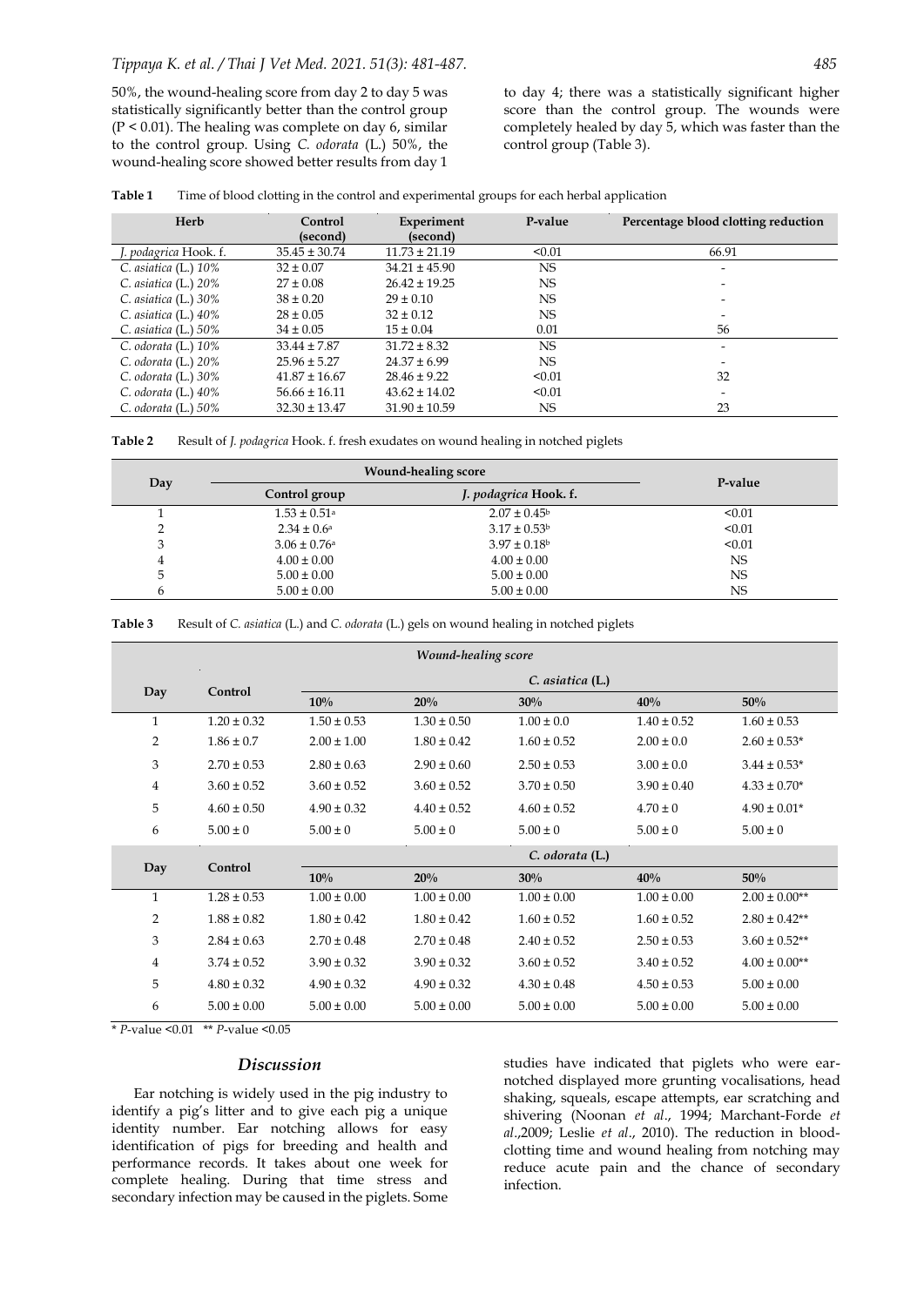50%, the wound-healing score from day 2 to day 5 was statistically significantly better than the control group ($P < 0.01$). The healing was complete on day 6, similar to the control group. Using *C. odorata* (L.) 50%, the wound-healing score showed better results from day 1 to day 4; there was a statistically significant higher score than the control group. The wounds were completely healed by day 5, which was faster than the control group (Table 3).

**Table 1** Time of blood clotting in the control and experimental groups for each herbal application

| Herb | Control (second) | Experiment (second) | P-value | Percentage blood clotting reduction |
|---|---|---|---|---|
| *J. podagrica* Hook. f. | 35.45 ± 30.74 | 11.73 ± 21.19 | <0.01 | 66.91 |
| *C. asiatica* (L.) *10%* | 32 ± 0.07 | 34.21 ± 45.90 | NS | - |
| *C. asiatica* (L.) *20%* | 27 ± 0.08 | 26.42 ± 19.25 | NS | - |
| *C. asiatica* (L.) *30%* | 38 ± 0.20 | 29 ± 0.10 | NS | - |
| *C. asiatica* (L.) *40%* | 28 ± 0.05 | 32 ± 0.12 | NS | - |
| *C. asiatica* (L.) *50%* | 34 ± 0.05 | 15 ± 0.04 | 0.01 | 56 |
| *C. odorata* (L.) *10%* | 33.44 ± 7.87 | 31.72 ± 8.32 | NS | - |
| *C. odorata* (L.) *20%* | 25.96 ± 5.27 | 24.37 ± 6.99 | NS | - |
| *C. odorata* (L.) *30%* | 41.87 ± 16.67 | 28.46 ± 9.22 | <0.01 | 32 |
| *C. odorata* (L.) *40%* | 56.66 ± 16.11 | 43.62 ± 14.02 | <0.01 | - |
| *C. odorata* (L.) *50%* | 32.30 ± 13.47 | 31.90 ± 10.59 | NS | 23 |

**Table 2** Result of *J. podagrica* Hook. f. fresh exudates on wound healing in notched piglets

| Day | Wound-healing score | | P-value |
|---|---|---|---|
| | Control group | *J. podagrica* Hook. f. | |
| 1 | $1.53 \pm 0.51^a$ | $2.07 \pm 0.45^b$ | <0.01 |
| 2 | $2.34 \pm 0.6^a$ | $3.17 \pm 0.53^b$ | <0.01 |
| 3 | $3.06 \pm 0.76^a$ | $3.97 \pm 0.18^b$ | <0.01 |
| 4 | 4.00 ± 0.00 | 4.00 ± 0.00 | NS |
| 5 | 5.00 ± 0.00 | 5.00 ± 0.00 | NS |
| 6 | 5.00 ± 0.00 | 5.00 ± 0.00 | NS |

**Table 3** Result of *C. asiatica* (L.) and *C. odorata* (L.) gels on wound healing in notched piglets

| Day | Control | *Wound-healing score* | | | | |
|---|---|---|---|---|---|---|
| | | *C. asiatica* **(L.)** | | | | |
| | | **10%** | **20%** | **30%** | **40%** | **50%** |
| 1 | 1.20 ± 0.32 | 1.50 ± 0.53 | 1.30 ± 0.50 | 1.00 ± 0.0 | 1.40 ± 0.52 | 1.60 ± 0.53 |
| 2 | 1.86 ± 0.7 | 2.00 ± 1.00 | 1.80 ± 0.42 | 1.60 ± 0.52 | 2.00 ± 0.0 | 2.60 ± 0.53* |
| 3 | 2.70 ± 0.53 | 2.80 ± 0.63 | 2.90 ± 0.60 | 2.50 ± 0.53 | 3.00 ± 0.0 | 3.44 ± 0.53* |
| 4 | 3.60 ± 0.52 | 3.60 ± 0.52 | 3.60 ± 0.52 | 3.70 ± 0.50 | 3.90 ± 0.40 | 4.33 ± 0.70* |
| 5 | 4.60 ± 0.50 | 4.90 ± 0.32 | 4.40 ± 0.52 | 4.60 ± 0.52 | 4.70 ± 0 | 4.90 ± 0.01* |
| 6 | 5.00 ± 0 | 5.00 ± 0 | 5.00 ± 0 | 5.00 ± 0 | 5.00 ± 0 | 5.00 ± 0 |
| **Day** | **Control** | *C. odorata* **(L.)** | | | | |
| | | **10%** | **20%** | **30%** | **40%** | **50%** |
| 1 | 1.28 ± 0.53 | 1.00 ± 0.00 | 1.00 ± 0.00 | 1.00 ± 0.00 | 1.00 ± 0.00 | 2.00 ± 0.00** |
| 2 | 1.88 ± 0.82 | 1.80 ± 0.42 | 1.80 ± 0.42 | 1.60 ± 0.52 | 1.60 ± 0.52 | 2.80 ± 0.42** |
| 3 | 2.84 ± 0.63 | 2.70 ± 0.48 | 2.70 ± 0.48 | 2.40 ± 0.52 | 2.50 ± 0.53 | 3.60 ± 0.52** |
| 4 | 3.74 ± 0.52 | 3.90 ± 0.32 | 3.90 ± 0.32 | 3.60 ± 0.52 | 3.40 ± 0.52 | 4.00 ± 0.00** |
| 5 | 4.80 ± 0.32 | 4.90 ± 0.32 | 4.90 ± 0.32 | 4.30 ± 0.48 | 4.50 ± 0.53 | 5.00 ± 0.00 |
| 6 | 5.00 ± 0.00 | 5.00 ± 0.00 | 5.00 ± 0.00 | 5.00 ± 0.00 | 5.00 ± 0.00 | 5.00 ± 0.00 |

\* *P*-value <0.01 \*\* *P*-value <0.05

## *Discussion*

Ear notching is widely used in the pig industry to identify a pig's litter and to give each pig a unique identity number. Ear notching allows for easy identification of pigs for breeding and health and performance records. It takes about one week for complete healing. During that time stress and secondary infection may be caused in the piglets. Some studies have indicated that piglets who were ear-notched displayed more grunting vocalisations, head shaking, squeals, escape attempts, ear scratching and shivering (Noonan *et al*., 1994; Marchant-Forde *et al*.,2009; Leslie *et al*., 2010). The reduction in blood-clotting time and wound healing from notching may reduce acute pain and the chance of secondary infection.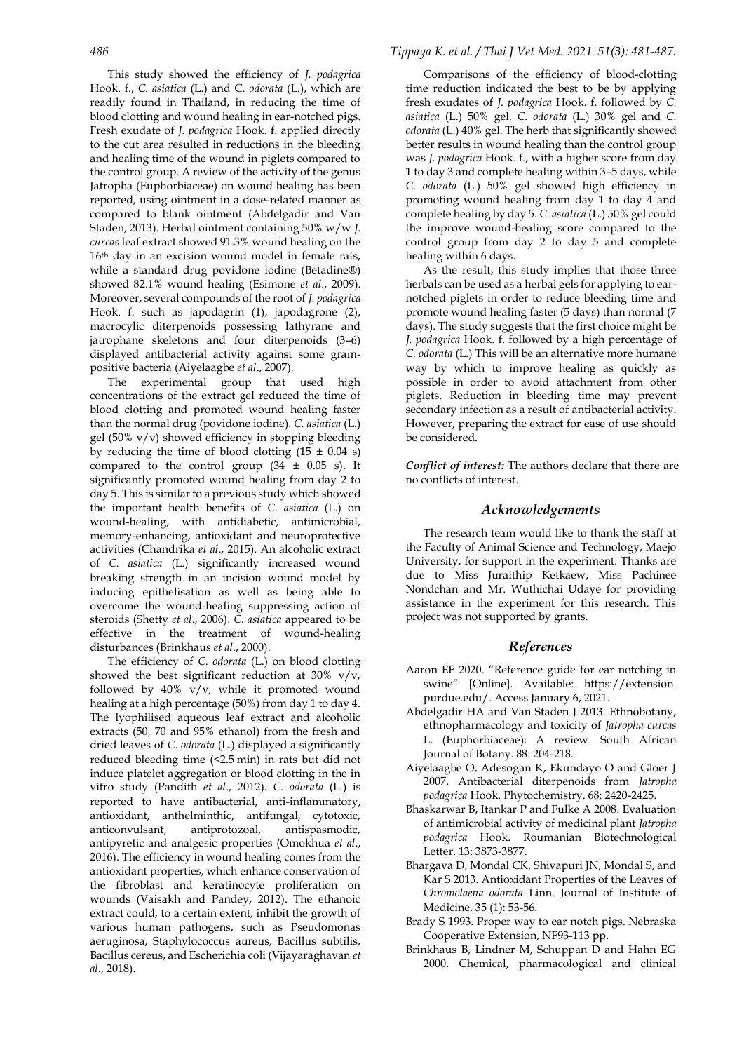This study showed the efficiency of *J. podagrica* Hook. f., *C. asiatica* (L.) and C. *odorata* (L.), which are readily found in Thailand, in reducing the time of blood clotting and wound healing in ear-notched pigs. Fresh exudate of *J. podagrica* Hook. f. applied directly to the cut area resulted in reductions in the bleeding and healing time of the wound in piglets compared to the control group. A review of the activity of the genus Jatropha (Euphorbiaceae) on wound healing has been reported, using ointment in a dose-related manner as compared to blank ointment (Abdelgadir and Van Staden, 2013). Herbal ointment containing 50% w/w *J. curcas* leaf extract showed 91.3% wound healing on the 16th day in an excision wound model in female rats, while a standard drug povidone iodine (Betadine®) showed 82.1% wound healing (Esimone *et al*., 2009). Moreover, several compounds of the root of *J. podagrica* Hook. f. such as japodagrin (1), japodagrone (2), macrocylic diterpenoids possessing lathyrane and jatrophane skeletons and four diterpenoids (3–6) displayed antibacterial activity against some gram-positive bacteria (Aiyelaagbe *et al*., 2007).

The experimental group that used high concentrations of the extract gel reduced the time of blood clotting and promoted wound healing faster than the normal drug (povidone iodine). *C. asiatica* (L.) gel (50% v/v) showed efficiency in stopping bleeding by reducing the time of blood clotting ($15 \pm 0.04$ s) compared to the control group ($34 \pm 0.05$ s). It significantly promoted wound healing from day 2 to day 5. This is similar to a previous study which showed the important health benefits of *C. asiatica* (L.) on wound-healing, with antidiabetic, antimicrobial, memory-enhancing, antioxidant and neuroprotective activities (Chandrika *et al*., 2015). An alcoholic extract of *C. asiatica* (L.) significantly increased wound breaking strength in an incision wound model by inducing epithelisation as well as being able to overcome the wound-healing suppressing action of steroids (Shetty *et al*., 2006). *C. asiatica* appeared to be effective in the treatment of wound-healing disturbances (Brinkhaus *et al*., 2000).

The efficiency of *C. odorata* (L.) on blood clotting showed the best significant reduction at 30% v/v, followed by 40% v/v, while it promoted wound healing at a high percentage (50%) from day 1 to day 4. The lyophilised aqueous leaf extract and alcoholic extracts (50, 70 and 95% ethanol) from the fresh and dried leaves of *C. odorata* (L.) displayed a significantly reduced bleeding time (<2.5 min) in rats but did not induce platelet aggregation or blood clotting in the in vitro study (Pandith *et al*., 2012). *C. odorata* (L.) is reported to have antibacterial, anti-inflammatory, antioxidant, anthelminthic, antifungal, cytotoxic, anticonvulsant, antiprotozoal, antispasmodic, antipyretic and analgesic properties (Omokhua *et al*., 2016). The efficiency in wound healing comes from the antioxidant properties, which enhance conservation of the fibroblast and keratinocyte proliferation on wounds (Vaisakh and Pandey, 2012). The ethanoic extract could, to a certain extent, inhibit the growth of various human pathogens, such as Pseudomonas aeruginosa, Staphylococcus aureus, Bacillus subtilis, Bacillus cereus, and Escherichia coli (Vijayaraghavan *et al*., 2018).

Comparisons of the efficiency of blood-clotting time reduction indicated the best to be by applying fresh exudates of *J. podagrica* Hook. f. followed by *C. asiatica* (L.) 50% gel, *C. odorata* (L.) 30% gel and *C. odorata* (L.) 40% gel. The herb that significantly showed better results in wound healing than the control group was *J. podagrica* Hook. f., with a higher score from day 1 to day 3 and complete healing within 3–5 days, while *C. odorata* (L.) 50% gel showed high efficiency in promoting wound healing from day 1 to day 4 and complete healing by day 5. *C. asiatica* (L.) 50% gel could the improve wound-healing score compared to the control group from day 2 to day 5 and complete healing within 6 days.

As the result, this study implies that those three herbals can be used as a herbal gels for applying to ear-notched piglets in order to reduce bleeding time and promote wound healing faster (5 days) than normal (7 days). The study suggests that the first choice might be *J. podagrica* Hook. f. followed by a high percentage of *C. odorata* (L.) This will be an alternative more humane way by which to improve healing as quickly as possible in order to avoid attachment from other piglets. Reduction in bleeding time may prevent secondary infection as a result of antibacterial activity. However, preparing the extract for ease of use should be considered.

***Conflict of interest:*** The authors declare that there are no conflicts of interest.

## Acknowledgements

The research team would like to thank the staff at the Faculty of Animal Science and Technology, Maejo University, for support in the experiment. Thanks are due to Miss Juraithip Ketkaew, Miss Pachinee Nondchan and Mr. Wuthichai Udaye for providing assistance in the experiment for this research. This project was not supported by grants.

## References

Aaron EF 2020. "Reference guide for ear notching in swine" [Online]. Available: https://extension.purdue.edu/. Access January 6, 2021.

Abdelgadir HA and Van Staden J 2013. Ethnobotany, ethnopharmacology and toxicity of *Jatropha curcas* L. (Euphorbiaceae): A review. South African Journal of Botany. 88: 204-218.

Aiyelaagbe O, Adesogan K, Ekundayo O and Gloer J 2007. Antibacterial diterpenoids from *Jatropha podagrica* Hook. Phytochemistry. 68: 2420-2425.

Bhaskarwar B, Itankar P and Fulke A 2008. Evaluation of antimicrobial activity of medicinal plant *Jatropha podagrica* Hook. Roumanian Biotechnological Letter. 13: 3873-3877.

Bhargava D, Mondal CK, Shivapuri JN, Mondal S, and Kar S 2013. Antioxidant Properties of the Leaves of *Chromolaena odorata* Linn. Journal of Institute of Medicine. 35 (1): 53-56.

Brady S 1993. Proper way to ear notch pigs. Nebraska Cooperative Extension, NF93-113 pp.

Brinkhaus B, Lindner M, Schuppan D and Hahn EG 2000. Chemical, pharmacological and clinical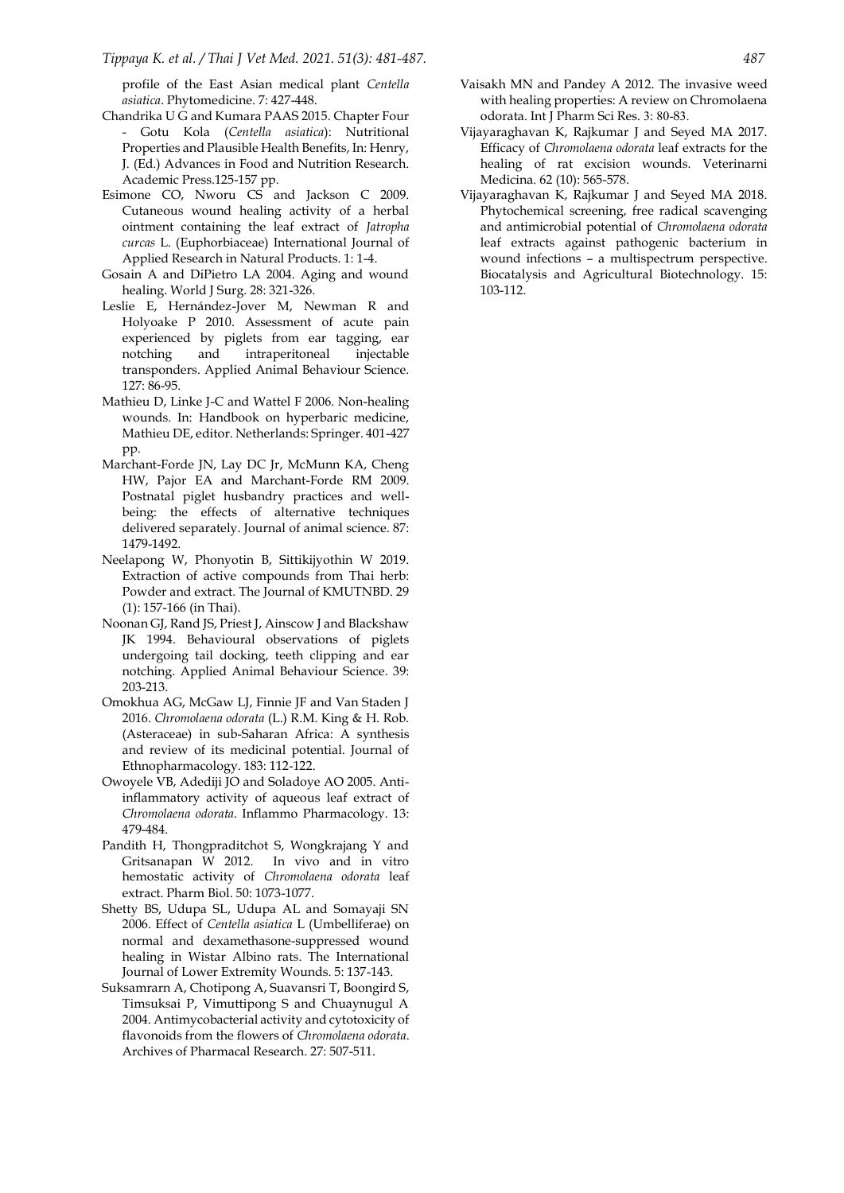profile of the East Asian medical plant *Centella asiatica*. Phytomedicine. 7: 427-448.

Chandrika U G and Kumara PAAS 2015. Chapter Four - Gotu Kola (*Centella asiatica*): Nutritional Properties and Plausible Health Benefits, In: Henry, J. (Ed.) Advances in Food and Nutrition Research. Academic Press.125-157 pp.

Esimone CO, Nworu CS and Jackson C 2009. Cutaneous wound healing activity of a herbal ointment containing the leaf extract of *Jatropha curcas* L. (Euphorbiaceae) International Journal of Applied Research in Natural Products. 1: 1-4.

Gosain A and DiPietro LA 2004. Aging and wound healing. World J Surg. 28: 321-326.

Leslie E, Hernández-Jover M, Newman R and Holyoake P 2010. Assessment of acute pain experienced by piglets from ear tagging, ear notching and intraperitoneal injectable transponders. Applied Animal Behaviour Science. 127: 86-95.

Mathieu D, Linke J-C and Wattel F 2006. Non-healing wounds. In: Handbook on hyperbaric medicine, Mathieu DE, editor. Netherlands: Springer. 401-427 pp.

Marchant-Forde JN, Lay DC Jr, McMunn KA, Cheng HW, Pajor EA and Marchant-Forde RM 2009. Postnatal piglet husbandry practices and well-being: the effects of alternative techniques delivered separately. Journal of animal science. 87: 1479-1492.

Neelapong W, Phonyotin B, Sittikijyothin W 2019. Extraction of active compounds from Thai herb: Powder and extract. The Journal of KMUTNBD. 29 (1): 157-166 (in Thai).

Noonan GJ, Rand JS, Priest J, Ainscow J and Blackshaw JK 1994. Behavioural observations of piglets undergoing tail docking, teeth clipping and ear notching. Applied Animal Behaviour Science. 39: 203-213.

Omokhua AG, McGaw LJ, Finnie JF and Van Staden J 2016. *Chromolaena odorata* (L.) R.M. King & H. Rob. (Asteraceae) in sub-Saharan Africa: A synthesis and review of its medicinal potential. Journal of Ethnopharmacology. 183: 112-122.

Owoyele VB, Adediji JO and Soladoye AO 2005. Anti-inflammatory activity of aqueous leaf extract of *Chromolaena odorata*. Inflammo Pharmacology. 13: 479-484.

Pandith H, Thongpraditchot S, Wongkrajang Y and Gritsanapan W 2012. In vivo and in vitro hemostatic activity of *Chromolaena odorata* leaf extract. Pharm Biol. 50: 1073-1077.

Shetty BS, Udupa SL, Udupa AL and Somayaji SN 2006. Effect of *Centella asiatica* L (Umbelliferae) on normal and dexamethasone-suppressed wound healing in Wistar Albino rats. The International Journal of Lower Extremity Wounds. 5: 137-143.

Suksamrarn A, Chotipong A, Suavansri T, Boongird S, Timsuksai P, Vimuttipong S and Chuaynugul A 2004. Antimycobacterial activity and cytotoxicity of flavonoids from the flowers of *Chromolaena odorata*. Archives of Pharmacal Research. 27: 507-511.

Vaisakh MN and Pandey A 2012. The invasive weed with healing properties: A review on Chromolaena odorata. Int J Pharm Sci Res. 3: 80-83.

Vijayaraghavan K, Rajkumar J and Seyed MA 2017. Efficacy of *Chromolaena odorata* leaf extracts for the healing of rat excision wounds. Veterinarni Medicina. 62 (10): 565-578.

Vijayaraghavan K, Rajkumar J and Seyed MA 2018. Phytochemical screening, free radical scavenging and antimicrobial potential of *Chromolaena odorata* leaf extracts against pathogenic bacterium in wound infections – a multispectrum perspective. Biocatalysis and Agricultural Biotechnology. 15: 103-112.